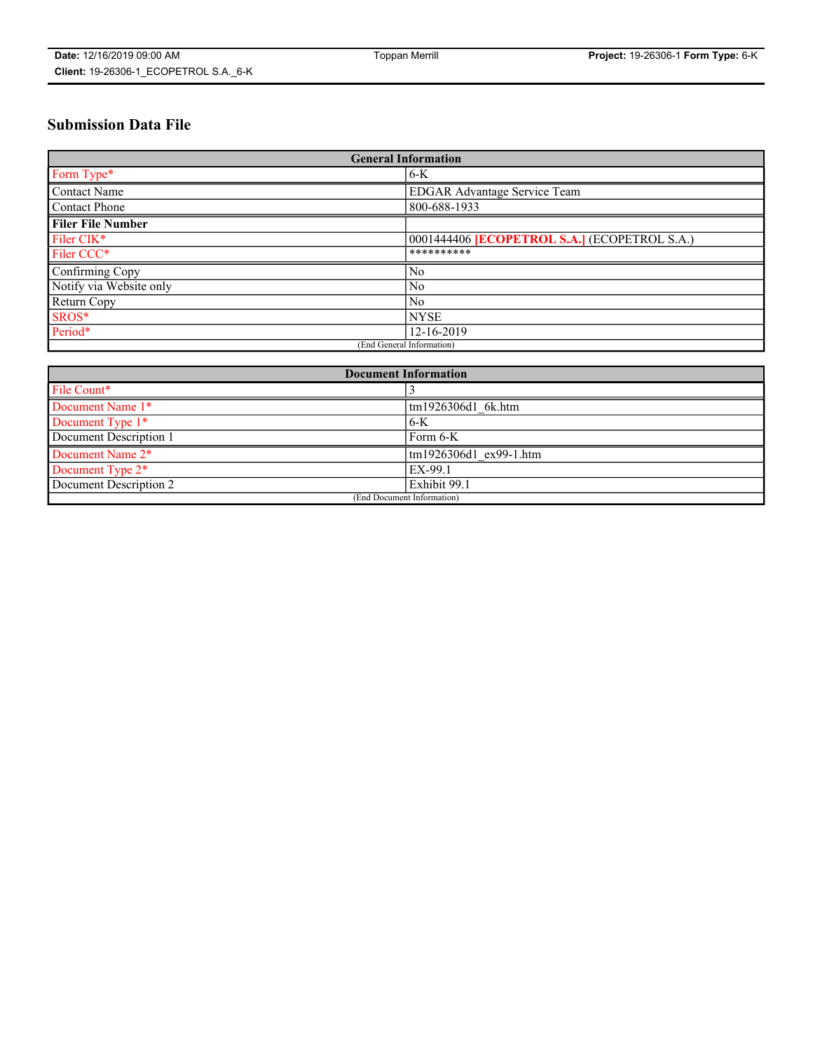# Submission Data File

| General Information | |
|---|---|
| Form Type* | 6-K |
| Contact Name | EDGAR Advantage Service Team |
| Contact Phone | 800-688-1933 |
| **Filer File Number** | |
| Filer CIK* | 0001444406 **[ECOPETROL S.A.]** (ECOPETROL S.A.) |
| Filer CCC* | ********** |
| Confirming Copy | No |
| Notify via Website only | No |
| Return Copy | No |
| SROS* | NYSE |
| Period* | 12-16-2019 |
| (End General Information) | |

| Document Information | |
|---|---|
| File Count* | 3 |
| Document Name 1* | tm1926306d1_6k.htm |
| Document Type 1* | 6-K |
| Document Description 1 | Form 6-K |
| Document Name 2* | tm1926306d1_ex99-1.htm |
| Document Type 2* | EX-99.1 |
| Document Description 2 | Exhibit 99.1 |
| (End Document Information) | |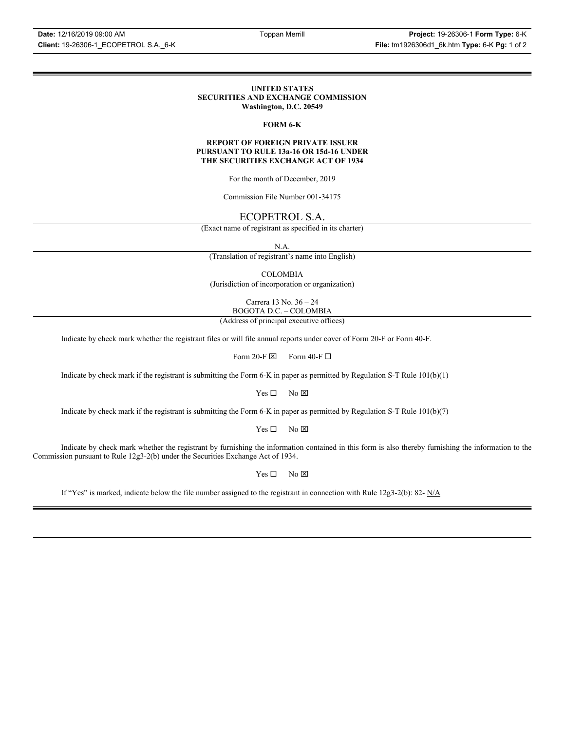**UNITED STATES**
**SECURITIES AND EXCHANGE COMMISSION**
**Washington, D.C. 20549**

**FORM 6-K**

**REPORT OF FOREIGN PRIVATE ISSUER**
**PURSUANT TO RULE 13a-16 OR 15d-16 UNDER**
**THE SECURITIES EXCHANGE ACT OF 1934**

For the month of December, 2019

Commission File Number 001-34175

ECOPETROL S.A.

(Exact name of registrant as specified in its charter)

N.A.

(Translation of registrant's name into English)

COLOMBIA

(Jurisdiction of incorporation or organization)

Carrera 13 No. 36 – 24
BOGOTA D.C. – COLOMBIA

(Address of principal executive offices)

Indicate by check mark whether the registrant files or will file annual reports under cover of Form 20-F or Form 40-F.

Form 20-F ☒ Form 40-F ☐

Indicate by check mark if the registrant is submitting the Form 6-K in paper as permitted by Regulation S-T Rule 101(b)(1)

Yes ☐ No ☒

Indicate by check mark if the registrant is submitting the Form 6-K in paper as permitted by Regulation S-T Rule 101(b)(7)

Yes ☐ No ☒

Indicate by check mark whether the registrant by furnishing the information contained in this form is also thereby furnishing the information to the Commission pursuant to Rule 12g3-2(b) under the Securities Exchange Act of 1934.

Yes ☐ No ☒

If "Yes" is marked, indicate below the file number assigned to the registrant in connection with Rule 12g3-2(b): 82- N/A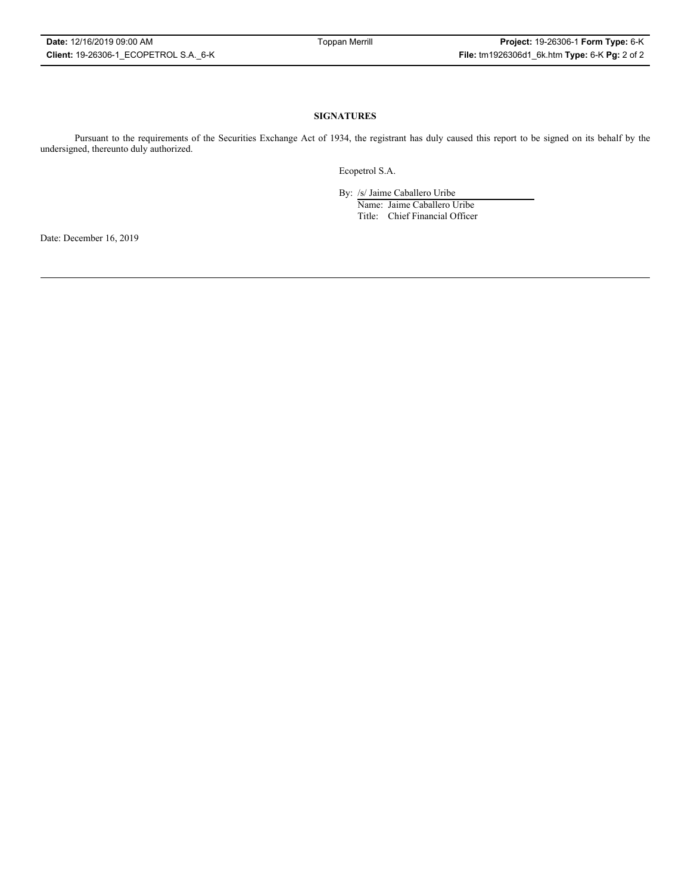## SIGNATURES

Pursuant to the requirements of the Securities Exchange Act of 1934, the registrant has duly caused this report to be signed on its behalf by the undersigned, thereunto duly authorized.

Ecopetrol S.A.

By: /s/ Jaime Caballero Uribe
Name: Jaime Caballero Uribe
Title: Chief Financial Officer

Date: December 16, 2019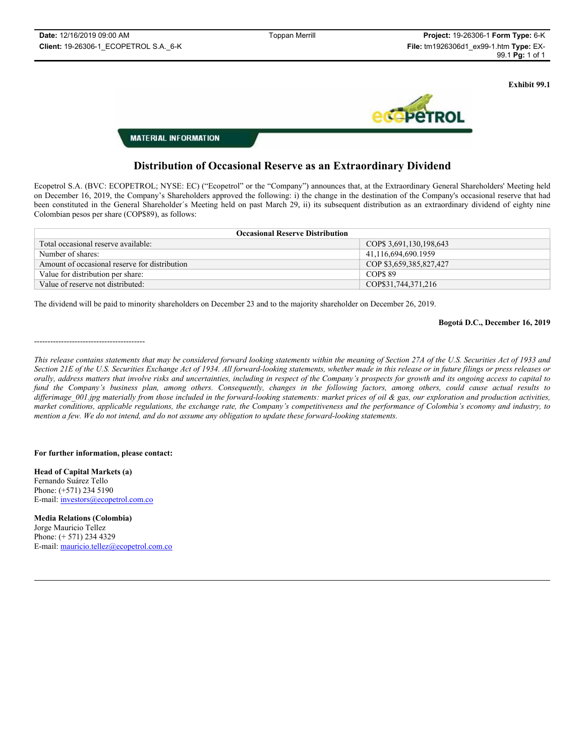**Exhibit 99.1**

MATERIAL INFORMATION

# Distribution of Occasional Reserve as an Extraordinary Dividend

Ecopetrol S.A. (BVC: ECOPETROL; NYSE: EC) ("Ecopetrol" or the "Company") announces that, at the Extraordinary General Shareholders' Meeting held on December 16, 2019, the Company's Shareholders approved the following: i) the change in the destination of the Company's occasional reserve that had been constituted in the General Shareholder´s Meeting held on past March 29, ii) its subsequent distribution as an extraordinary dividend of eighty nine Colombian pesos per share (COP$89), as follows:

| Occasional Reserve Distribution | |
|---|---|
| Total occasional reserve available: | COP$ 3,691,130,198,643 |
| Number of shares: | 41,116,694,690.1959 |
| Amount of occasional reserve for distribution | COP $3,659,385,827,427 |
| Value for distribution per share: | COP$ 89 |
| Value of reserve not distributed: | COP$31,744,371,216 |

The dividend will be paid to minority shareholders on December 23 and to the majority shareholder on December 26, 2019.

**Bogotá D.C., December 16, 2019**

-----------------------------------------

*This release contains statements that may be considered forward looking statements within the meaning of Section 27A of the U.S. Securities Act of 1933 and Section 21E of the U.S. Securities Exchange Act of 1934. All forward-looking statements, whether made in this release or in future filings or press releases or orally, address matters that involve risks and uncertainties, including in respect of the Company's prospects for growth and its ongoing access to capital to fund the Company's business plan, among others. Consequently, changes in the following factors, among others, could cause actual results to differimage_001.jpg materially from those included in the forward-looking statements: market prices of oil & gas, our exploration and production activities, market conditions, applicable regulations, the exchange rate, the Company's competitiveness and the performance of Colombia's economy and industry, to mention a few. We do not intend, and do not assume any obligation to update these forward-looking statements.*

**For further information, please contact:**

**Head of Capital Markets (a)**
Fernando Suárez Tello
Phone: (+571) 234 5190
E-mail: investors@ecopetrol.com.co

**Media Relations (Colombia)**
Jorge Mauricio Tellez
Phone: (+ 571) 234 4329
E-mail: mauricio.tellez@ecopetrol.com.co